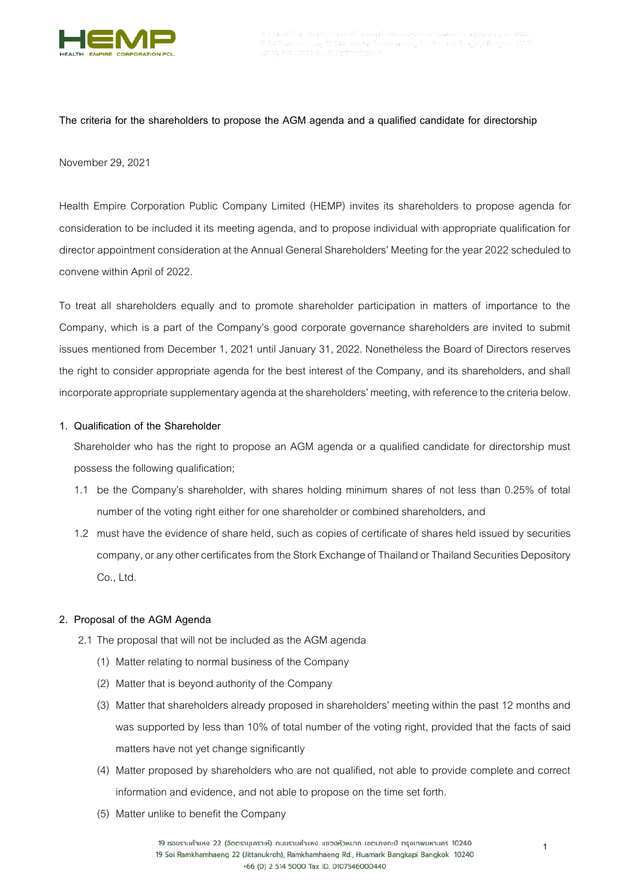**The criteria for the shareholders to propose the AGM agenda and a qualified candidate for directorship**

November 29, 2021

Health Empire Corporation Public Company Limited (HEMP) invites its shareholders to propose agenda for consideration to be included it its meeting agenda, and to propose individual with appropriate qualification for director appointment consideration at the Annual General Shareholders' Meeting for the year 2022 scheduled to convene within April of 2022.

To treat all shareholders equally and to promote shareholder participation in matters of importance to the Company, which is a part of the Company's good corporate governance shareholders are invited to submit issues mentioned from December 1, 2021 until January 31, 2022. Nonetheless the Board of Directors reserves the right to consider appropriate agenda for the best interest of the Company, and its shareholders, and shall incorporate appropriate supplementary agenda at the shareholders' meeting, with reference to the criteria below.

1. **Qualification of the Shareholder**

   Shareholder who has the right to propose an AGM agenda or a qualified candidate for directorship must possess the following qualification;

   1.1 be the Company's shareholder, with shares holding minimum shares of not less than 0.25% of total number of the voting right either for one shareholder or combined shareholders, and

   1.2 must have the evidence of share held, such as copies of certificate of shares held issued by securities company, or any other certificates from the Stork Exchange of Thailand or Thailand Securities Depository Co., Ltd.

2. **Proposal of the AGM Agenda**

   2.1 The proposal that will not be included as the AGM agenda

   (1) Matter relating to normal business of the Company

   (2) Matter that is beyond authority of the Company

   (3) Matter that shareholders already proposed in shareholders' meeting within the past 12 months and was supported by less than 10% of total number of the voting right, provided that the facts of said matters have not yet change significantly

   (4) Matter proposed by shareholders who are not qualified, not able to provide complete and correct information and evidence, and not able to propose on the time set forth.

   (5) Matter unlike to benefit the Company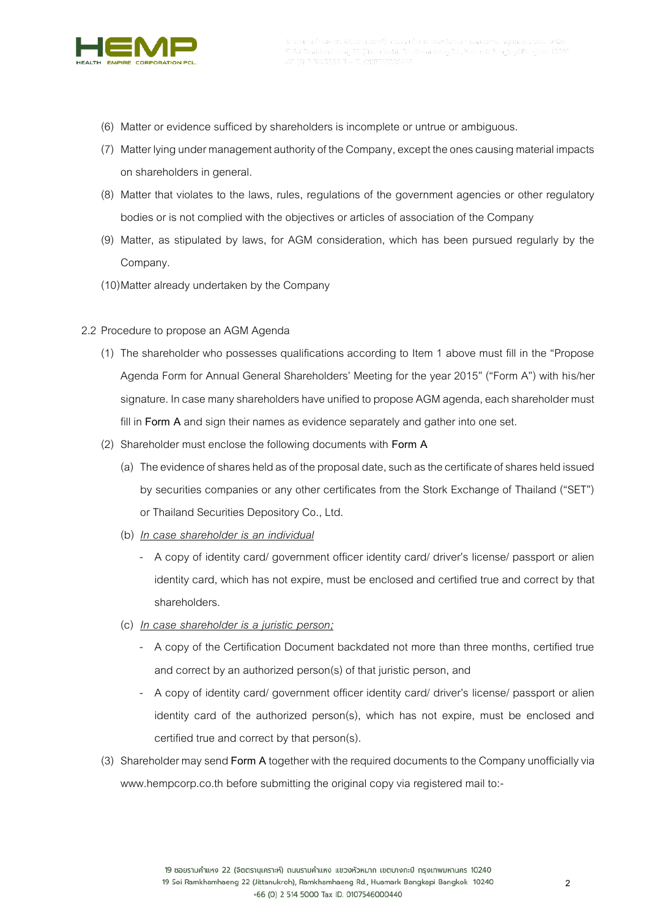(6) Matter or evidence sufficed by shareholders is incomplete or untrue or ambiguous.

(7) Matter lying under management authority of the Company, except the ones causing material impacts on shareholders in general.

(8) Matter that violates to the laws, rules, regulations of the government agencies or other regulatory bodies or is not complied with the objectives or articles of association of the Company

(9) Matter, as stipulated by laws, for AGM consideration, which has been pursued regularly by the Company.

(10) Matter already undertaken by the Company

2.2 Procedure to propose an AGM Agenda

(1) The shareholder who possesses qualifications according to Item 1 above must fill in the "Propose Agenda Form for Annual General Shareholders' Meeting for the year 2015" ("Form A") with his/her signature. In case many shareholders have unified to propose AGM agenda, each shareholder must fill in **Form A** and sign their names as evidence separately and gather into one set.

(2) Shareholder must enclose the following documents with **Form A**

(a) The evidence of shares held as of the proposal date, such as the certificate of shares held issued by securities companies or any other certificates from the Stork Exchange of Thailand ("SET") or Thailand Securities Depository Co., Ltd.

(b) *In case shareholder is an individual*

- A copy of identity card/ government officer identity card/ driver's license/ passport or alien identity card, which has not expire, must be enclosed and certified true and correct by that shareholders.

(c) *In case shareholder is a juristic person;*

- A copy of the Certification Document backdated not more than three months, certified true and correct by an authorized person(s) of that juristic person, and
- A copy of identity card/ government officer identity card/ driver's license/ passport or alien identity card of the authorized person(s), which has not expire, must be enclosed and certified true and correct by that person(s).

(3) Shareholder may send **Form A** together with the required documents to the Company unofficially via www.hempcorp.co.th before submitting the original copy via registered mail to:-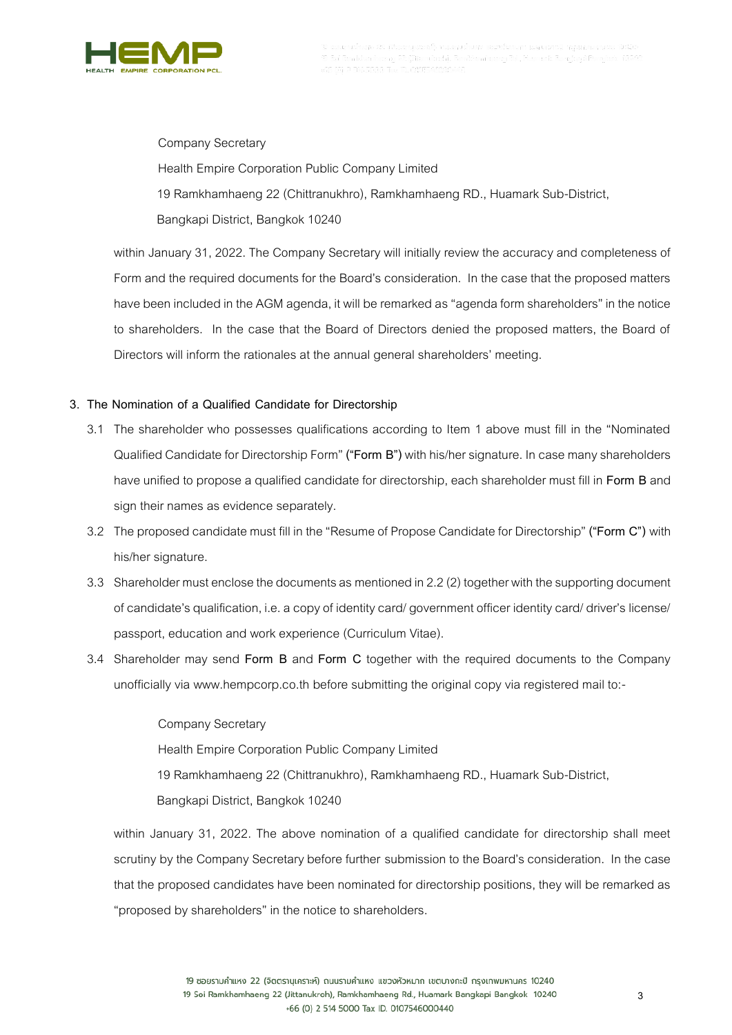Company Secretary

Health Empire Corporation Public Company Limited

19 Ramkhamhaeng 22 (Chittranukhro), Ramkhamhaeng RD., Huamark Sub-District,

Bangkapi District, Bangkok 10240

within January 31, 2022. The Company Secretary will initially review the accuracy and completeness of Form and the required documents for the Board's consideration. In the case that the proposed matters have been included in the AGM agenda, it will be remarked as "agenda form shareholders" in the notice to shareholders. In the case that the Board of Directors denied the proposed matters, the Board of Directors will inform the rationales at the annual general shareholders' meeting.

**3. The Nomination of a Qualified Candidate for Directorship**

3.1 The shareholder who possesses qualifications according to Item 1 above must fill in the "Nominated Qualified Candidate for Directorship Form" **("Form B")** with his/her signature. In case many shareholders have unified to propose a qualified candidate for directorship, each shareholder must fill in **Form B** and sign their names as evidence separately.

3.2 The proposed candidate must fill in the "Resume of Propose Candidate for Directorship" **("Form C")** with his/her signature.

3.3 Shareholder must enclose the documents as mentioned in 2.2 (2) together with the supporting document of candidate's qualification, i.e. a copy of identity card/ government officer identity card/ driver's license/ passport, education and work experience (Curriculum Vitae).

3.4 Shareholder may send **Form B** and **Form C** together with the required documents to the Company unofficially via www.hempcorp.co.th before submitting the original copy via registered mail to:-

Company Secretary

Health Empire Corporation Public Company Limited

19 Ramkhamhaeng 22 (Chittranukhro), Ramkhamhaeng RD., Huamark Sub-District,

Bangkapi District, Bangkok 10240

within January 31, 2022. The above nomination of a qualified candidate for directorship shall meet scrutiny by the Company Secretary before further submission to the Board's consideration. In the case that the proposed candidates have been nominated for directorship positions, they will be remarked as "proposed by shareholders" in the notice to shareholders.